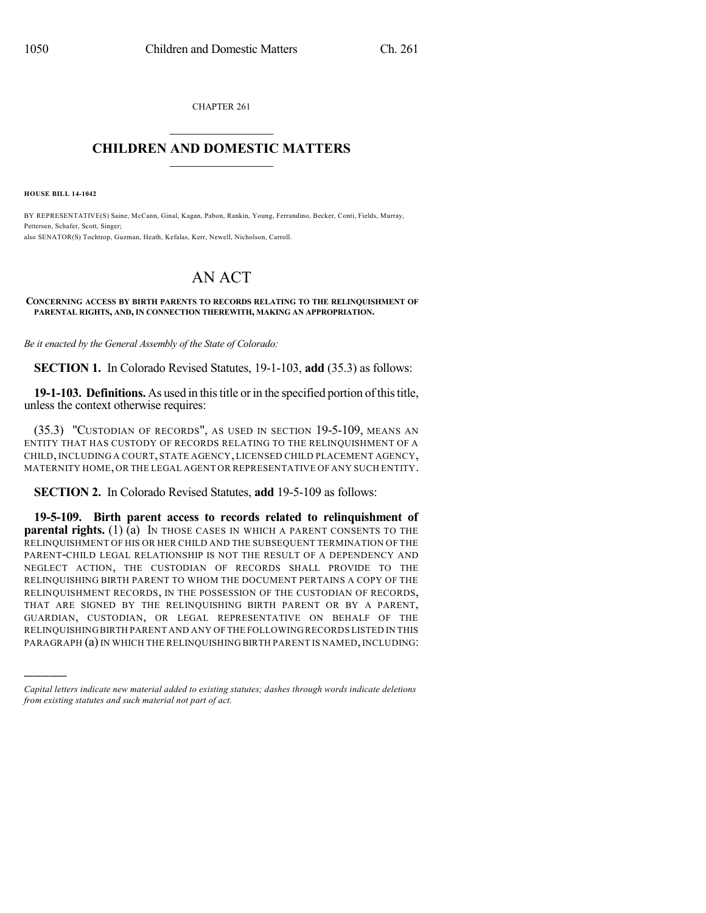CHAPTER 261

# CHILDREN AND DOMESTIC MATTERS

**HOUSE BILL 14-1042**

BY REPRESENTATIVE(S) Saine, McCann, Ginal, Kagan, Pabon, Rankin, Young, Ferrandino, Becker, Conti, Fields, Murray, Pettersen, Schafer, Scott, Singer;
also SENATOR(S) Tochtrop, Guzman, Heath, Kefalas, Kerr, Newell, Nicholson, Carroll.

# AN ACT

**CONCERNING ACCESS BY BIRTH PARENTS TO RECORDS RELATING TO THE RELINQUISHMENT OF PARENTAL RIGHTS, AND, IN CONNECTION THEREWITH, MAKING AN APPROPRIATION.**

*Be it enacted by the General Assembly of the State of Colorado:*

**SECTION 1.** In Colorado Revised Statutes, 19-1-103, **add** (35.3) as follows:

**19-1-103. Definitions.** As used in this title or in the specified portion of this title, unless the context otherwise requires:

(35.3) "CUSTODIAN OF RECORDS", AS USED IN SECTION 19-5-109, MEANS AN ENTITY THAT HAS CUSTODY OF RECORDS RELATING TO THE RELINQUISHMENT OF A CHILD, INCLUDING A COURT, STATE AGENCY, LICENSED CHILD PLACEMENT AGENCY, MATERNITY HOME, OR THE LEGAL AGENT OR REPRESENTATIVE OF ANY SUCH ENTITY.

**SECTION 2.** In Colorado Revised Statutes, **add** 19-5-109 as follows:

**19-5-109. Birth parent access to records related to relinquishment of parental rights.** (1) (a) IN THOSE CASES IN WHICH A PARENT CONSENTS TO THE RELINQUISHMENT OF HIS OR HER CHILD AND THE SUBSEQUENT TERMINATION OF THE PARENT-CHILD LEGAL RELATIONSHIP IS NOT THE RESULT OF A DEPENDENCY AND NEGLECT ACTION, THE CUSTODIAN OF RECORDS SHALL PROVIDE TO THE RELINQUISHING BIRTH PARENT TO WHOM THE DOCUMENT PERTAINS A COPY OF THE RELINQUISHMENT RECORDS, IN THE POSSESSION OF THE CUSTODIAN OF RECORDS, THAT ARE SIGNED BY THE RELINQUISHING BIRTH PARENT OR BY A PARENT, GUARDIAN, CUSTODIAN, OR LEGAL REPRESENTATIVE ON BEHALF OF THE RELINQUISHING BIRTH PARENT AND ANY OF THE FOLLOWING RECORDS LISTED IN THIS PARAGRAPH (a) IN WHICH THE RELINQUISHING BIRTH PARENT IS NAMED, INCLUDING:

*Capital letters indicate new material added to existing statutes; dashes through words indicate deletions from existing statutes and such material not part of act.*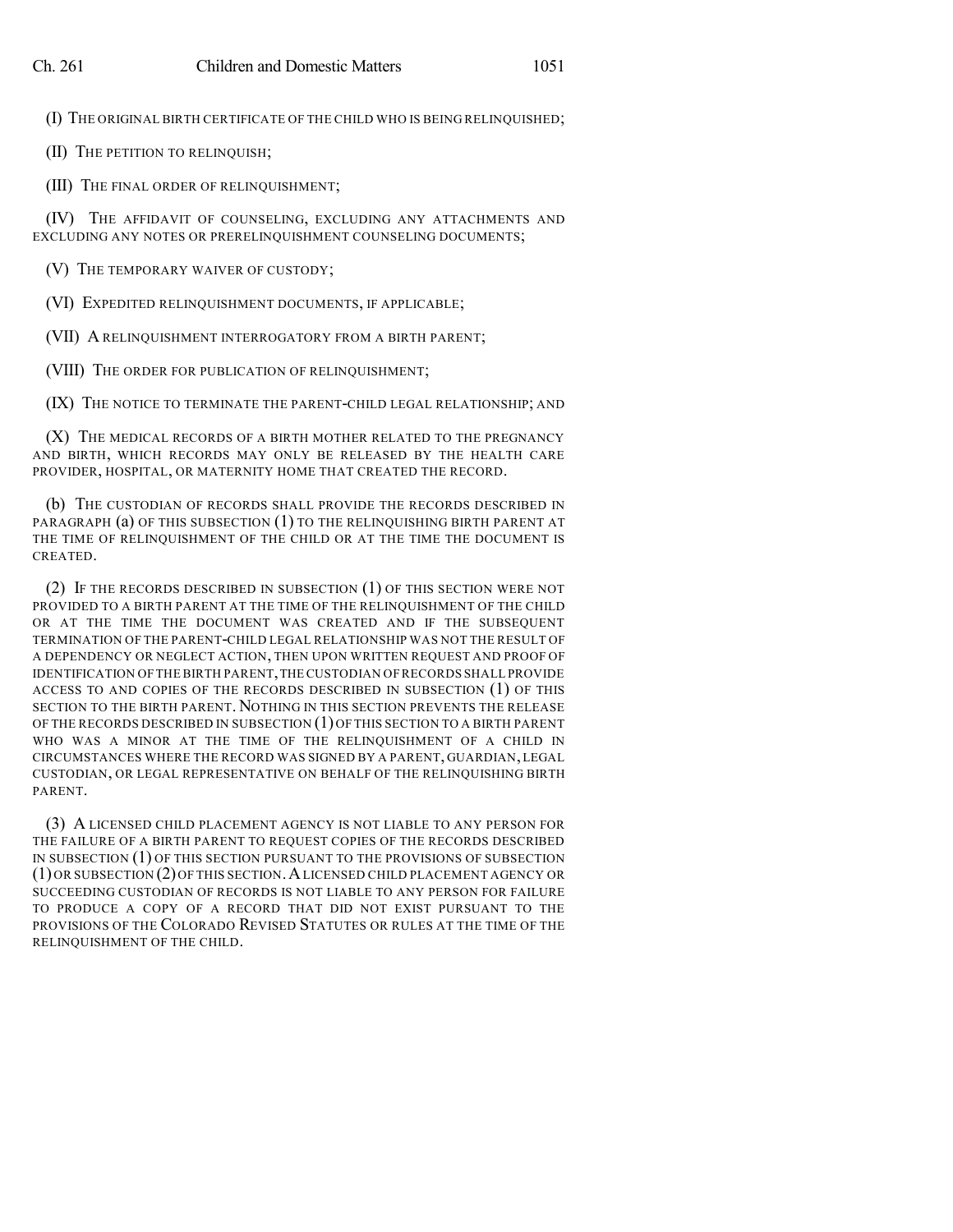(I) THE ORIGINAL BIRTH CERTIFICATE OF THE CHILD WHO IS BEING RELINQUISHED;

(II) THE PETITION TO RELINQUISH;

(III) THE FINAL ORDER OF RELINQUISHMENT;

(IV) THE AFFIDAVIT OF COUNSELING, EXCLUDING ANY ATTACHMENTS AND EXCLUDING ANY NOTES OR PRERELINQUISHMENT COUNSELING DOCUMENTS;

(V) THE TEMPORARY WAIVER OF CUSTODY;

(VI) EXPEDITED RELINQUISHMENT DOCUMENTS, IF APPLICABLE;

(VII) A RELINQUISHMENT INTERROGATORY FROM A BIRTH PARENT;

(VIII) THE ORDER FOR PUBLICATION OF RELINQUISHMENT;

(IX) THE NOTICE TO TERMINATE THE PARENT-CHILD LEGAL RELATIONSHIP; AND

(X) THE MEDICAL RECORDS OF A BIRTH MOTHER RELATED TO THE PREGNANCY AND BIRTH, WHICH RECORDS MAY ONLY BE RELEASED BY THE HEALTH CARE PROVIDER, HOSPITAL, OR MATERNITY HOME THAT CREATED THE RECORD.

(b) THE CUSTODIAN OF RECORDS SHALL PROVIDE THE RECORDS DESCRIBED IN PARAGRAPH (a) OF THIS SUBSECTION (1) TO THE RELINQUISHING BIRTH PARENT AT THE TIME OF RELINQUISHMENT OF THE CHILD OR AT THE TIME THE DOCUMENT IS CREATED.

(2) IF THE RECORDS DESCRIBED IN SUBSECTION (1) OF THIS SECTION WERE NOT PROVIDED TO A BIRTH PARENT AT THE TIME OF THE RELINQUISHMENT OF THE CHILD OR AT THE TIME THE DOCUMENT WAS CREATED AND IF THE SUBSEQUENT TERMINATION OF THE PARENT-CHILD LEGAL RELATIONSHIP WAS NOT THE RESULT OF A DEPENDENCY OR NEGLECT ACTION, THEN UPON WRITTEN REQUEST AND PROOF OF IDENTIFICATION OF THE BIRTH PARENT, THE CUSTODIAN OF RECORDS SHALL PROVIDE ACCESS TO AND COPIES OF THE RECORDS DESCRIBED IN SUBSECTION (1) OF THIS SECTION TO THE BIRTH PARENT. NOTHING IN THIS SECTION PREVENTS THE RELEASE OF THE RECORDS DESCRIBED IN SUBSECTION (1) OF THIS SECTION TO A BIRTH PARENT WHO WAS A MINOR AT THE TIME OF THE RELINQUISHMENT OF A CHILD IN CIRCUMSTANCES WHERE THE RECORD WAS SIGNED BY A PARENT, GUARDIAN, LEGAL CUSTODIAN, OR LEGAL REPRESENTATIVE ON BEHALF OF THE RELINQUISHING BIRTH PARENT.

(3) A LICENSED CHILD PLACEMENT AGENCY IS NOT LIABLE TO ANY PERSON FOR THE FAILURE OF A BIRTH PARENT TO REQUEST COPIES OF THE RECORDS DESCRIBED IN SUBSECTION (1) OF THIS SECTION PURSUANT TO THE PROVISIONS OF SUBSECTION (1) OR SUBSECTION (2) OF THIS SECTION. A LICENSED CHILD PLACEMENT AGENCY OR SUCCEEDING CUSTODIAN OF RECORDS IS NOT LIABLE TO ANY PERSON FOR FAILURE TO PRODUCE A COPY OF A RECORD THAT DID NOT EXIST PURSUANT TO THE PROVISIONS OF THE COLORADO REVISED STATUTES OR RULES AT THE TIME OF THE RELINQUISHMENT OF THE CHILD.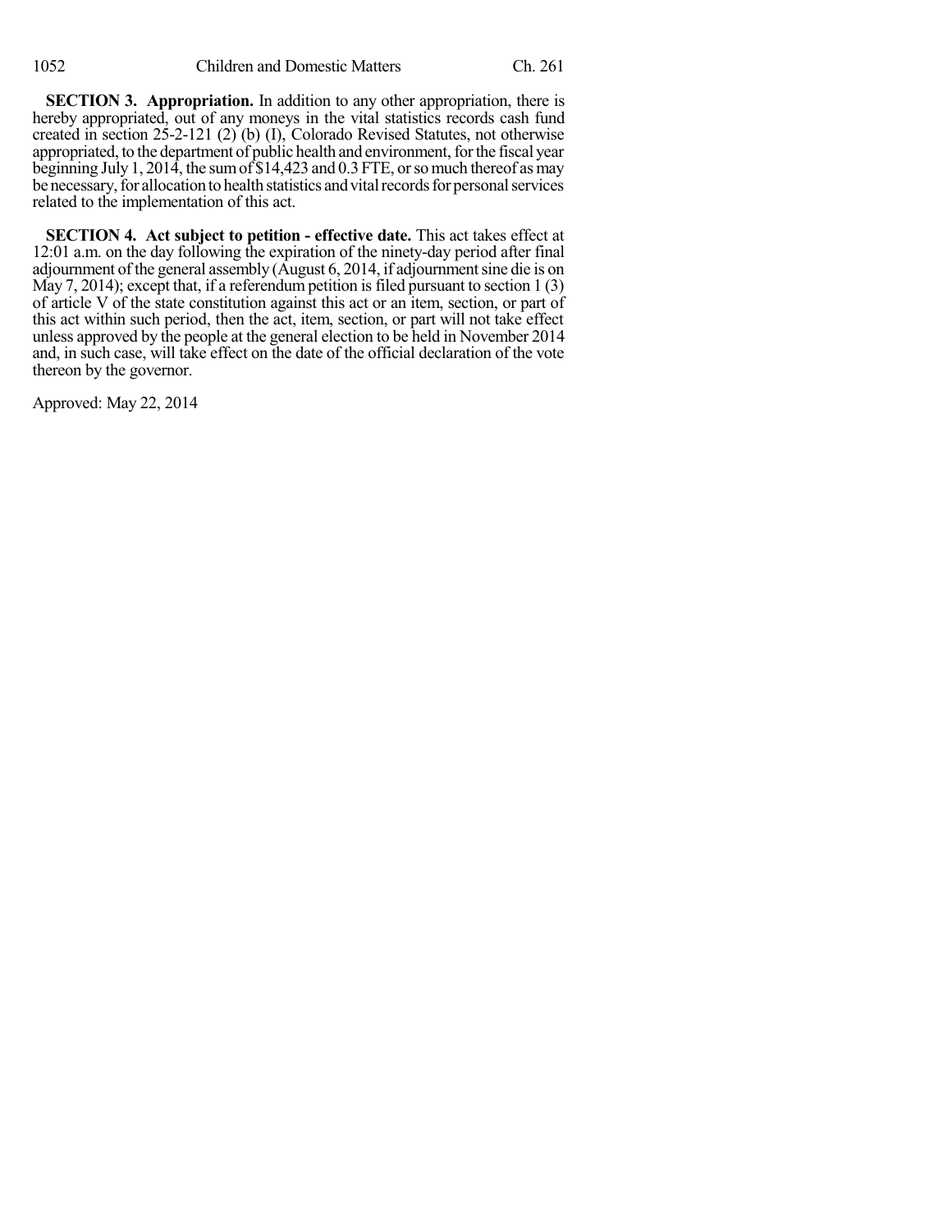**SECTION 3. Appropriation.** In addition to any other appropriation, there is hereby appropriated, out of any moneys in the vital statistics records cash fund created in section 25-2-121 (2) (b) (I), Colorado Revised Statutes, not otherwise appropriated, to the department of public health and environment, for the fiscal year beginning July 1, 2014, the sum of $14,423 and 0.3 FTE, or so much thereof as may be necessary, for allocation to health statistics and vital records for personal services related to the implementation of this act.

**SECTION 4. Act subject to petition - effective date.** This act takes effect at 12:01 a.m. on the day following the expiration of the ninety-day period after final adjournment of the general assembly (August 6, 2014, if adjournment sine die is on May 7, 2014); except that, if a referendum petition is filed pursuant to section 1 (3) of article V of the state constitution against this act or an item, section, or part of this act within such period, then the act, item, section, or part will not take effect unless approved by the people at the general election to be held in November 2014 and, in such case, will take effect on the date of the official declaration of the vote thereon by the governor.

Approved: May 22, 2014